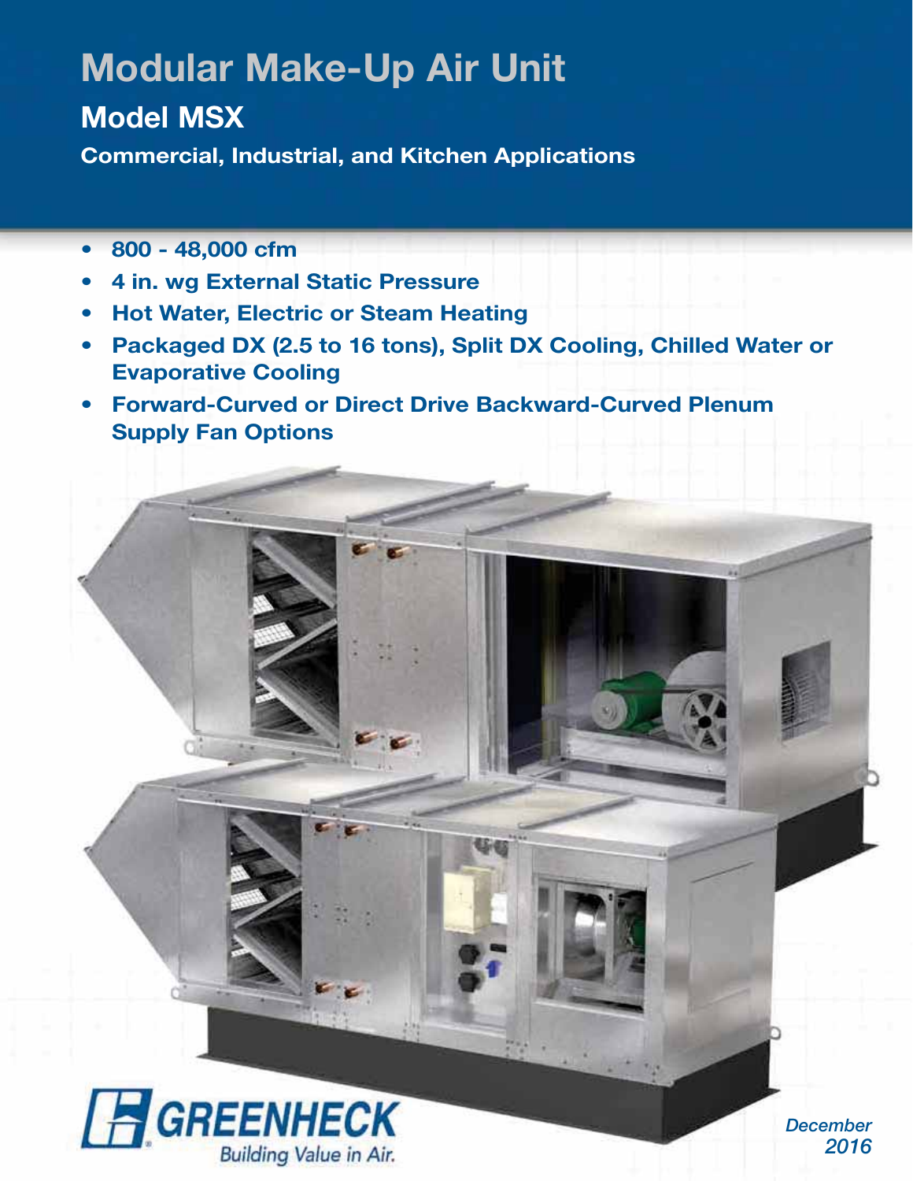# Modular Make-Up Air Unit

## Model MSX

**Commercial, Industrial, and Kitchen Applications**

- **800 - 48,000 cfm**
- **4 in. wg External Static Pressure**
- **Hot Water, Electric or Steam Heating**
- **Packaged DX (2.5 to 16 tons), Split DX Cooling, Chilled Water or Evaporative Cooling**
- **Forward-Curved or Direct Drive Backward-Curved Plenum Supply Fan Options**

GREENHECK
Building Value in Air.

*December 2016*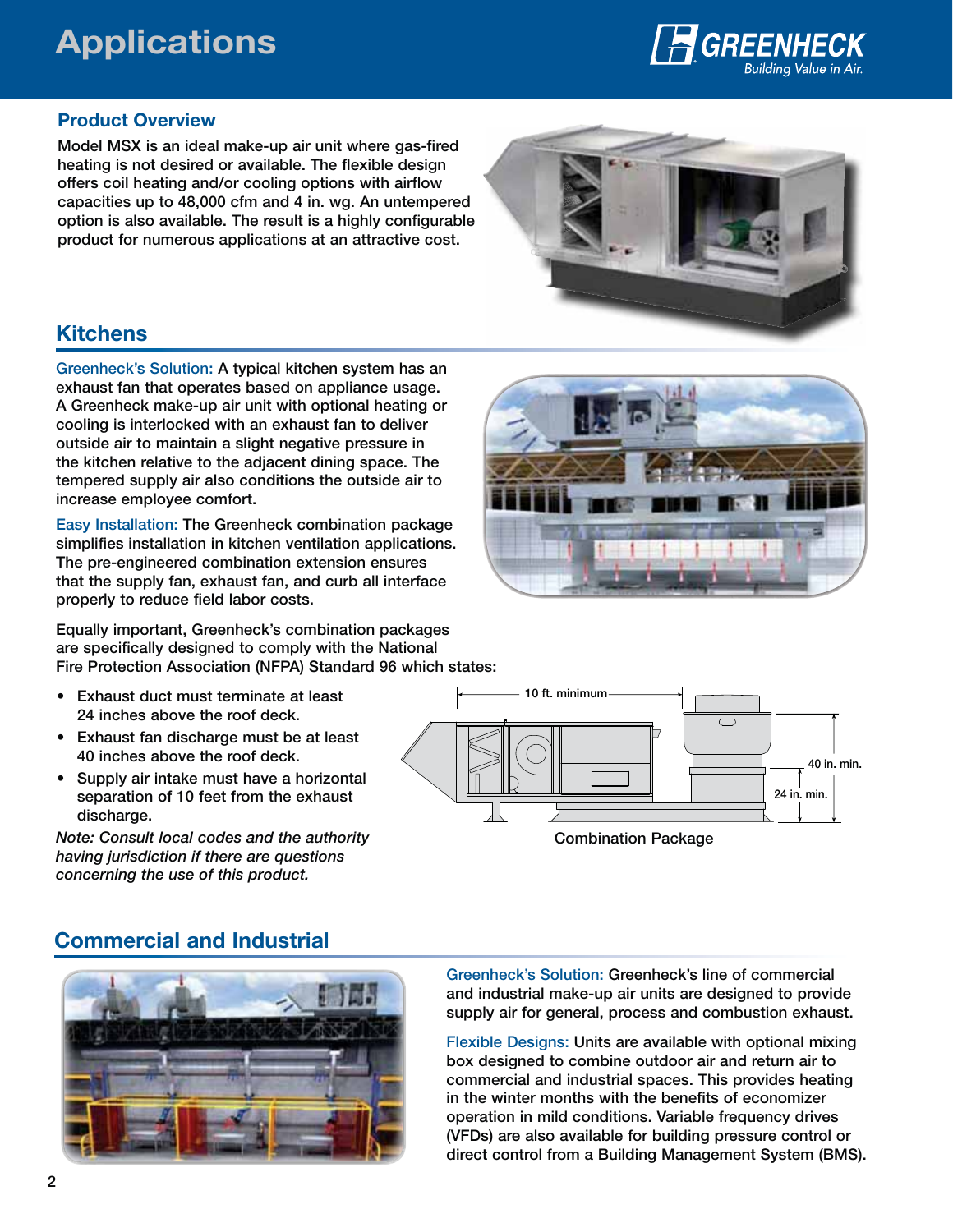# Applications

## Product Overview

Model MSX is an ideal make-up air unit where gas-fired heating is not desired or available. The flexible design offers coil heating and/or cooling options with airflow capacities up to 48,000 cfm and 4 in. wg. An untempered option is also available. The result is a highly configurable product for numerous applications at an attractive cost.

## Kitchens

Greenheck's Solution: A typical kitchen system has an exhaust fan that operates based on appliance usage. A Greenheck make-up air unit with optional heating or cooling is interlocked with an exhaust fan to deliver outside air to maintain a slight negative pressure in the kitchen relative to the adjacent dining space. The tempered supply air also conditions the outside air to increase employee comfort.

Easy Installation: The Greenheck combination package simplifies installation in kitchen ventilation applications. The pre-engineered combination extension ensures that the supply fan, exhaust fan, and curb all interface properly to reduce field labor costs.

Equally important, Greenheck's combination packages are specifically designed to comply with the National Fire Protection Association (NFPA) Standard 96 which states:

- Exhaust duct must terminate at least 24 inches above the roof deck.
- Exhaust fan discharge must be at least 40 inches above the roof deck.
- Supply air intake must have a horizontal separation of 10 feet from the exhaust discharge.

*Note: Consult local codes and the authority having jurisdiction if there are questions concerning the use of this product.*

10 ft. minimum — 40 in. min. — 24 in. min.

Combination Package

## Commercial and Industrial

Greenheck's Solution: Greenheck's line of commercial and industrial make-up air units are designed to provide supply air for general, process and combustion exhaust.

Flexible Designs: Units are available with optional mixing box designed to combine outdoor air and return air to commercial and industrial spaces. This provides heating in the winter months with the benefits of economizer operation in mild conditions. Variable frequency drives (VFDs) are also available for building pressure control or direct control from a Building Management System (BMS).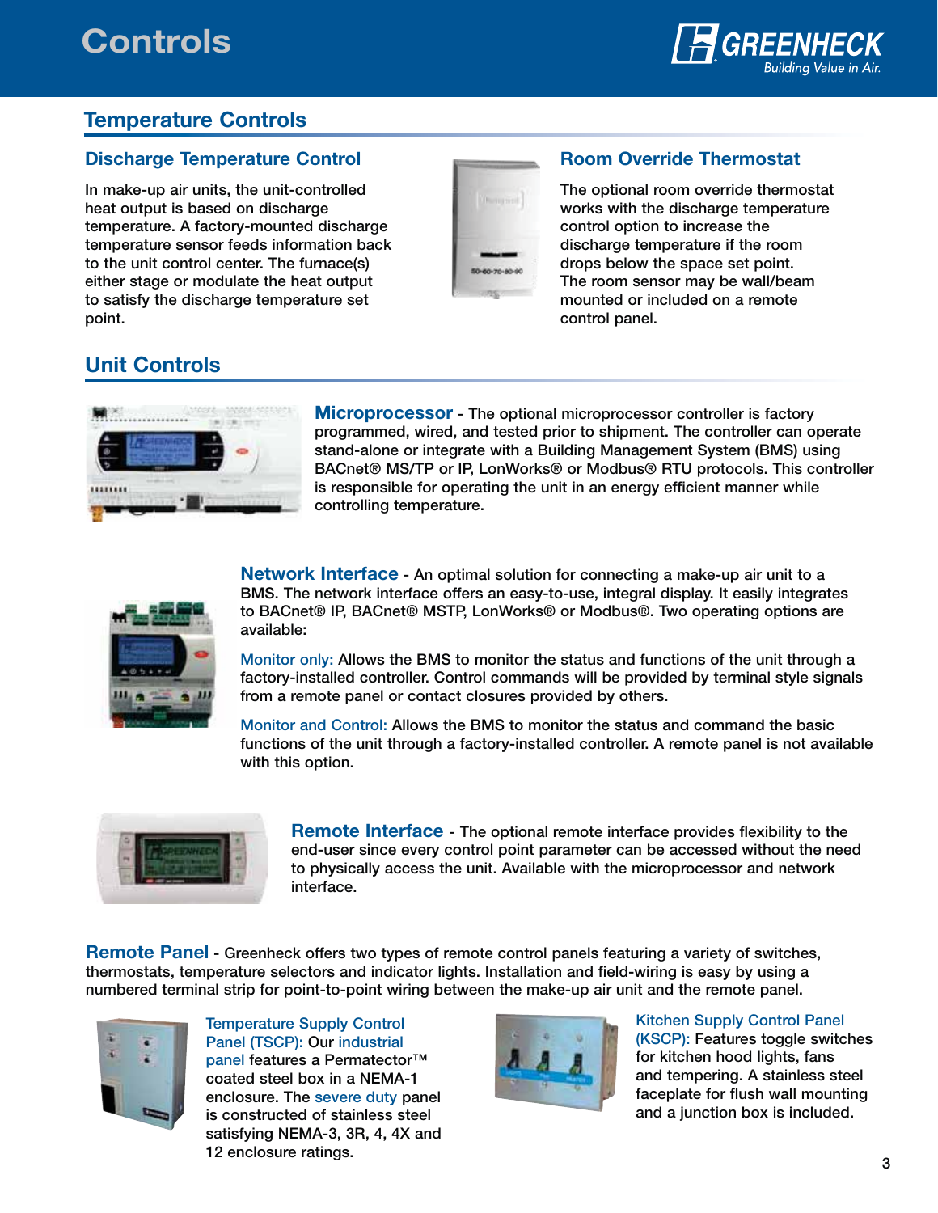# Controls

## Temperature Controls

### Discharge Temperature Control

In make-up air units, the unit-controlled heat output is based on discharge temperature. A factory-mounted discharge temperature sensor feeds information back to the unit control center. The furnace(s) either stage or modulate the heat output to satisfy the discharge temperature set point.

### Room Override Thermostat

The optional room override thermostat works with the discharge temperature control option to increase the discharge temperature if the room drops below the space set point. The room sensor may be wall/beam mounted or included on a remote control panel.

## Unit Controls

**Microprocessor** - The optional microprocessor controller is factory programmed, wired, and tested prior to shipment. The controller can operate stand-alone or integrate with a Building Management System (BMS) using BACnet® MS/TP or IP, LonWorks® or Modbus® RTU protocols. This controller is responsible for operating the unit in an energy efficient manner while controlling temperature.

**Network Interface** - An optimal solution for connecting a make-up air unit to a BMS. The network interface offers an easy-to-use, integral display. It easily integrates to BACnet® IP, BACnet® MSTP, LonWorks® or Modbus®. Two operating options are available:

Monitor only: Allows the BMS to monitor the status and functions of the unit through a factory-installed controller. Control commands will be provided by terminal style signals from a remote panel or contact closures provided by others.

Monitor and Control: Allows the BMS to monitor the status and command the basic functions of the unit through a factory-installed controller. A remote panel is not available with this option.

**Remote Interface** - The optional remote interface provides flexibility to the end-user since every control point parameter can be accessed without the need to physically access the unit. Available with the microprocessor and network interface.

**Remote Panel** - Greenheck offers two types of remote control panels featuring a variety of switches, thermostats, temperature selectors and indicator lights. Installation and field-wiring is easy by using a numbered terminal strip for point-to-point wiring between the make-up air unit and the remote panel.

Temperature Supply Control Panel (TSCP): Our industrial panel features a Permatector™ coated steel box in a NEMA-1 enclosure. The severe duty panel is constructed of stainless steel satisfying NEMA-3, 3R, 4, 4X and 12 enclosure ratings.

Kitchen Supply Control Panel (KSCP): Features toggle switches for kitchen hood lights, fans and tempering. A stainless steel faceplate for flush wall mounting and a junction box is included.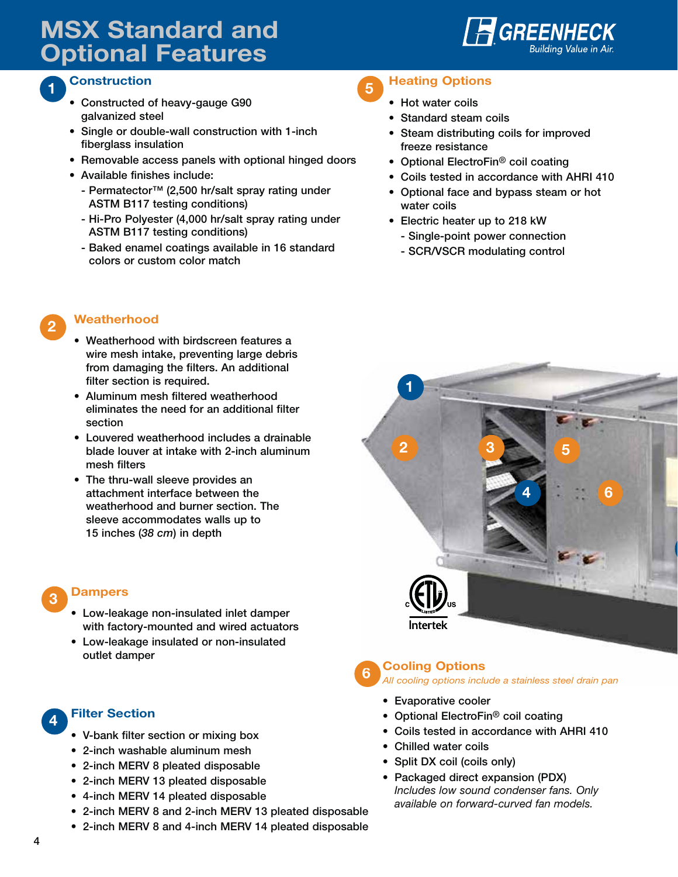# MSX Standard and Optional Features

## 1 Construction

- Constructed of heavy-gauge G90 galvanized steel
- Single or double-wall construction with 1-inch fiberglass insulation
- Removable access panels with optional hinged doors
- Available finishes include:
  - Permatector™ (2,500 hr/salt spray rating under ASTM B117 testing conditions)
  - Hi-Pro Polyester (4,000 hr/salt spray rating under ASTM B117 testing conditions)
  - Baked enamel coatings available in 16 standard colors or custom color match

## 2 Weatherhood

- Weatherhood with birdscreen features a wire mesh intake, preventing large debris from damaging the filters. An additional filter section is required.
- Aluminum mesh filtered weatherhood eliminates the need for an additional filter section
- Louvered weatherhood includes a drainable blade louver at intake with 2-inch aluminum mesh filters
- The thru-wall sleeve provides an attachment interface between the weatherhood and burner section. The sleeve accommodates walls up to 15 inches (*38 cm*) in depth

## 3 Dampers

- Low-leakage non-insulated inlet damper with factory-mounted and wired actuators
- Low-leakage insulated or non-insulated outlet damper

## 4 Filter Section

- V-bank filter section or mixing box
- 2-inch washable aluminum mesh
- 2-inch MERV 8 pleated disposable
- 2-inch MERV 13 pleated disposable
- 4-inch MERV 14 pleated disposable
- 2-inch MERV 8 and 2-inch MERV 13 pleated disposable
- 2-inch MERV 8 and 4-inch MERV 14 pleated disposable

## 5 Heating Options

- Hot water coils
- Standard steam coils
- Steam distributing coils for improved freeze resistance
- Optional ElectroFin® coil coating
- Coils tested in accordance with AHRI 410
- Optional face and bypass steam or hot water coils
- Electric heater up to 218 kW
  - Single-point power connection
  - SCR/VSCR modulating control

## 6 Cooling Options

*All cooling options include a stainless steel drain pan*

- Evaporative cooler
- Optional ElectroFin® coil coating
- Coils tested in accordance with AHRI 410
- Chilled water coils
- Split DX coil (coils only)
- Packaged direct expansion (PDX)
  *Includes low sound condenser fans. Only available on forward-curved fan models.*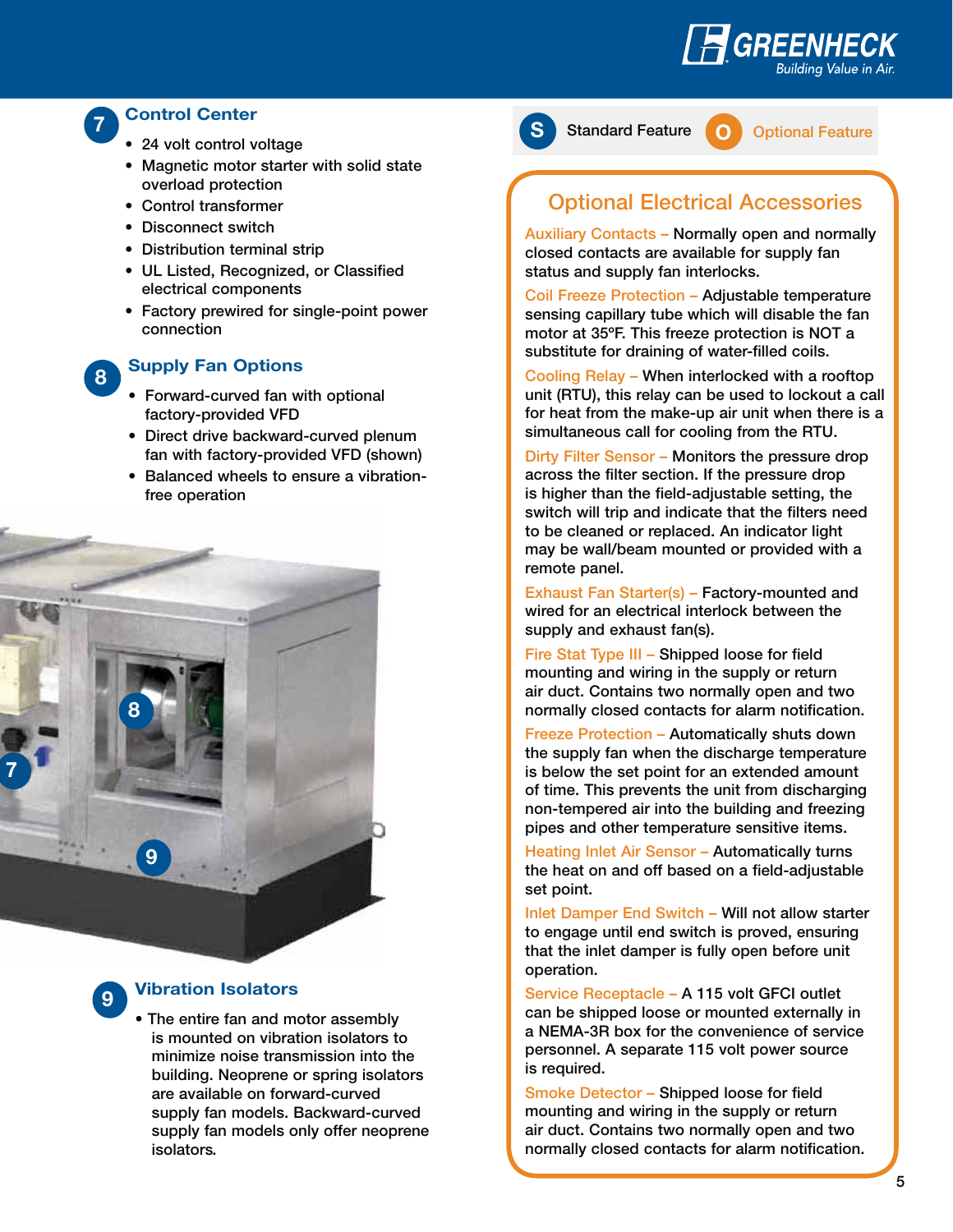## 7 Control Center

- 24 volt control voltage
- Magnetic motor starter with solid state overload protection
- Control transformer
- Disconnect switch
- Distribution terminal strip
- UL Listed, Recognized, or Classified electrical components
- Factory prewired for single-point power connection

## 8 Supply Fan Options

- Forward-curved fan with optional factory-provided VFD
- Direct drive backward-curved plenum fan with factory-provided VFD (shown)
- Balanced wheels to ensure a vibration-free operation

## 9 Vibration Isolators

- The entire fan and motor assembly is mounted on vibration isolators to minimize noise transmission into the building. Neoprene or spring isolators are available on forward-curved supply fan models. Backward-curved supply fan models only offer neoprene isolators.

S Standard Feature  O Optional Feature

## Optional Electrical Accessories

**Auxiliary Contacts –** Normally open and normally closed contacts are available for supply fan status and supply fan interlocks.

**Coil Freeze Protection –** Adjustable temperature sensing capillary tube which will disable the fan motor at 35ºF. This freeze protection is NOT a substitute for draining of water-filled coils.

**Cooling Relay –** When interlocked with a rooftop unit (RTU), this relay can be used to lockout a call for heat from the make-up air unit when there is a simultaneous call for cooling from the RTU.

**Dirty Filter Sensor –** Monitors the pressure drop across the filter section. If the pressure drop is higher than the field-adjustable setting, the switch will trip and indicate that the filters need to be cleaned or replaced. An indicator light may be wall/beam mounted or provided with a remote panel.

**Exhaust Fan Starter(s) –** Factory-mounted and wired for an electrical interlock between the supply and exhaust fan(s).

**Fire Stat Type III –** Shipped loose for field mounting and wiring in the supply or return air duct. Contains two normally open and two normally closed contacts for alarm notification.

**Freeze Protection –** Automatically shuts down the supply fan when the discharge temperature is below the set point for an extended amount of time. This prevents the unit from discharging non-tempered air into the building and freezing pipes and other temperature sensitive items.

**Heating Inlet Air Sensor –** Automatically turns the heat on and off based on a field-adjustable set point.

**Inlet Damper End Switch –** Will not allow starter to engage until end switch is proved, ensuring that the inlet damper is fully open before unit operation.

**Service Receptacle –** A 115 volt GFCI outlet can be shipped loose or mounted externally in a NEMA-3R box for the convenience of service personnel. A separate 115 volt power source is required.

**Smoke Detector –** Shipped loose for field mounting and wiring in the supply or return air duct. Contains two normally open and two normally closed contacts for alarm notification.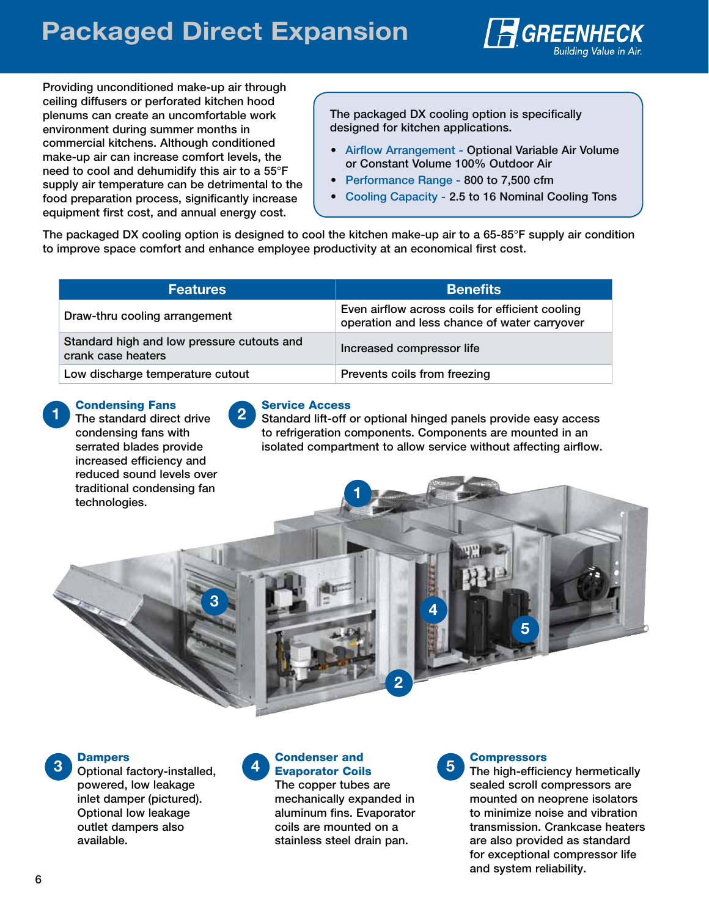# Packaged Direct Expansion

GREENHECK
Building Value in Air.

Providing unconditioned make-up air through ceiling diffusers or perforated kitchen hood plenums can create an uncomfortable work environment during summer months in commercial kitchens. Although conditioned make-up air can increase comfort levels, the need to cool and dehumidify this air to a 55°F supply air temperature can be detrimental to the food preparation process, significantly increase equipment first cost, and annual energy cost.

The packaged DX cooling option is specifically designed for kitchen applications.

- Airflow Arrangement - Optional Variable Air Volume or Constant Volume 100% Outdoor Air
- Performance Range - 800 to 7,500 cfm
- Cooling Capacity - 2.5 to 16 Nominal Cooling Tons

The packaged DX cooling option is designed to cool the kitchen make-up air to a 65-85°F supply air condition to improve space comfort and enhance employee productivity at an economical first cost.

| Features | Benefits |
| --- | --- |
| Draw-thru cooling arrangement | Even airflow across coils for efficient cooling operation and less chance of water carryover |
| Standard high and low pressure cutouts and crank case heaters | Increased compressor life |
| Low discharge temperature cutout | Prevents coils from freezing |

### 1 Condensing Fans

The standard direct drive condensing fans with serrated blades provide increased efficiency and reduced sound levels over traditional condensing fan technologies.

### 2 Service Access

Standard lift-off or optional hinged panels provide easy access to refrigeration components. Components are mounted in an isolated compartment to allow service without affecting airflow.

### 3 Dampers

Optional factory-installed, powered, low leakage inlet damper (pictured). Optional low leakage outlet dampers also available.

### 4 Condenser and Evaporator Coils

The copper tubes are mechanically expanded in aluminum fins. Evaporator coils are mounted on a stainless steel drain pan.

### 5 Compressors

The high-efficiency hermetically sealed scroll compressors are mounted on neoprene isolators to minimize noise and vibration transmission. Crankcase heaters are also provided as standard for exceptional compressor life and system reliability.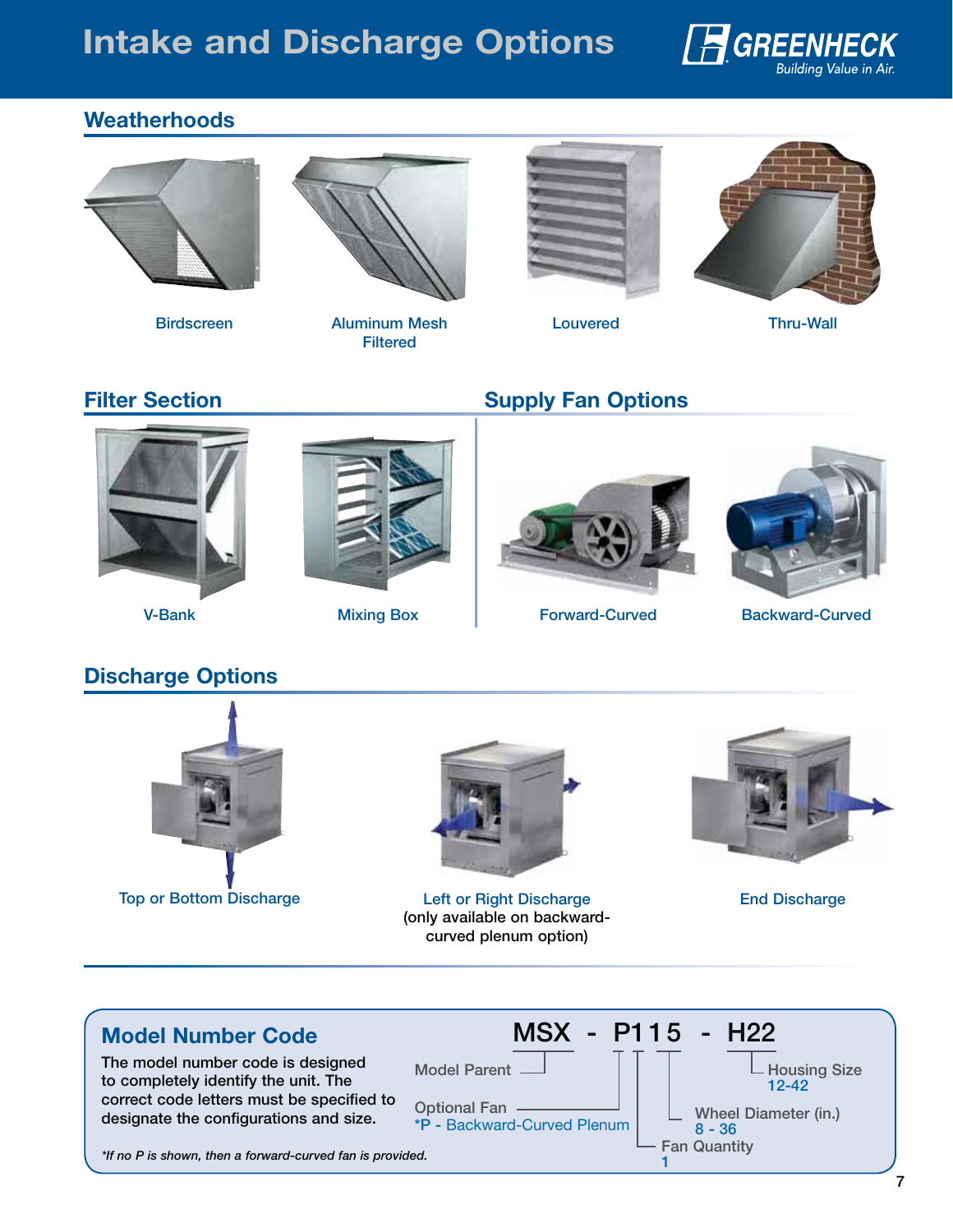# Intake and Discharge Options

## Weatherhoods

Birdscreen

Aluminum Mesh Filtered

Louvered

Thru-Wall

## Filter Section

V-Bank

Mixing Box

## Supply Fan Options

Forward-Curved

Backward-Curved

## Discharge Options

Top or Bottom Discharge

Left or Right Discharge (only available on backward-curved plenum option)

End Discharge

## Model Number Code

The model number code is designed to completely identify the unit. The correct code letters must be specified to designate the configurations and size.

**MSX - P115 - H22**

- **MSX** – Model Parent
- **P** – Optional Fan: *P - Backward-Curved Plenum
- **1** – Fan Quantity: 1
- **15** – Wheel Diameter (in.): 8 - 36
- **H22** – Housing Size: 12-42

*If no P is shown, then a forward-curved fan is provided.*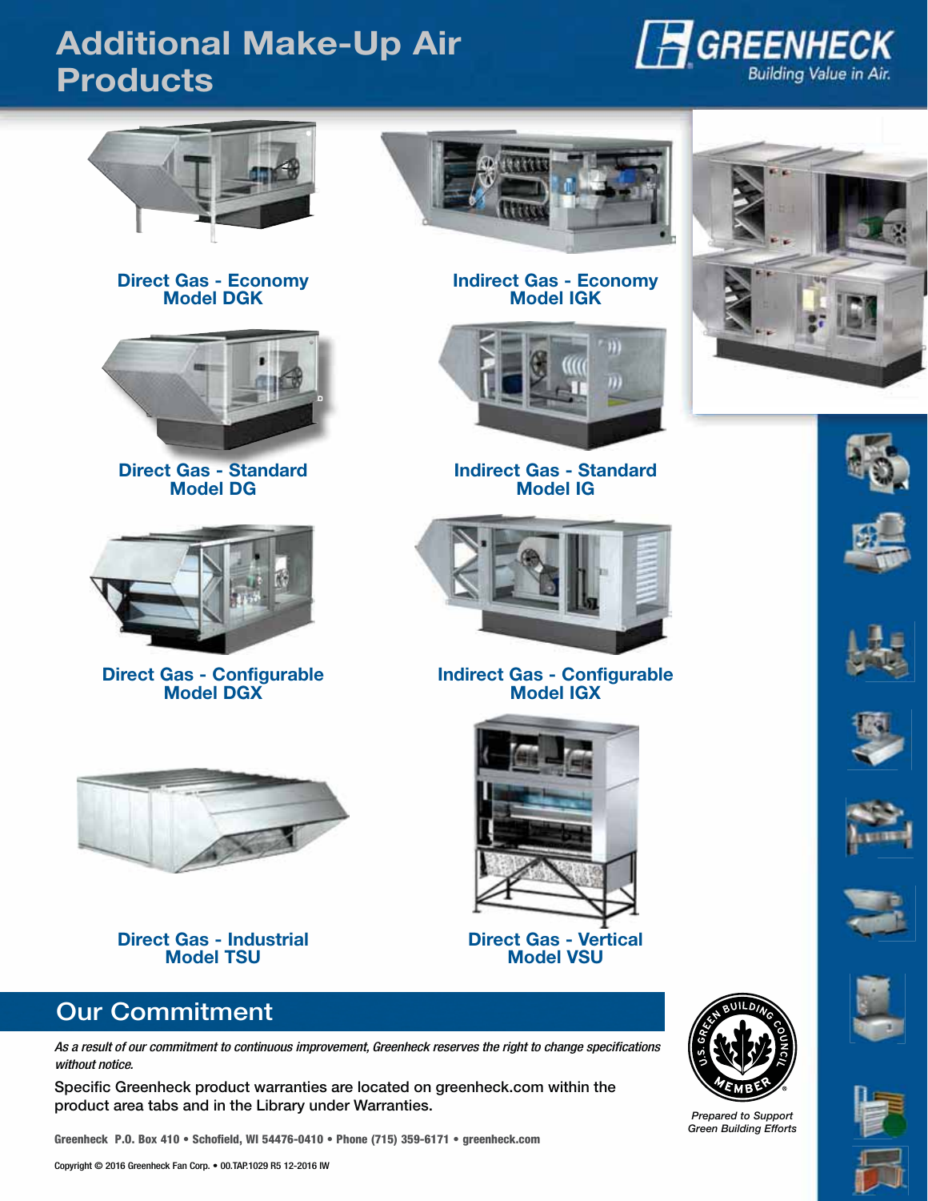# Additional Make-Up Air Products

GREENHECK
Building Value in Air.

**Direct Gas - Economy**
**Model DGK**

**Indirect Gas - Economy**
**Model IGK**

**Direct Gas - Standard**
**Model DG**

**Indirect Gas - Standard**
**Model IG**

**Direct Gas - Configurable**
**Model DGX**

**Indirect Gas - Configurable**
**Model IGX**

**Direct Gas - Industrial**
**Model TSU**

**Direct Gas - Vertical**
**Model VSU**

## Our Commitment

*As a result of our commitment to continuous improvement, Greenheck reserves the right to change specifications without notice.*

Specific Greenheck product warranties are located on greenheck.com within the product area tabs and in the Library under Warranties.

U.S. GREEN BUILDING COUNCIL MEMBER

*Prepared to Support Green Building Efforts*

**Greenheck P.O. Box 410 • Schofield, WI 54476-0410 • Phone (715) 359-6171 • greenheck.com**

Copyright © 2016 Greenheck Fan Corp. • 00.TAP.1029 R5 12-2016 IW